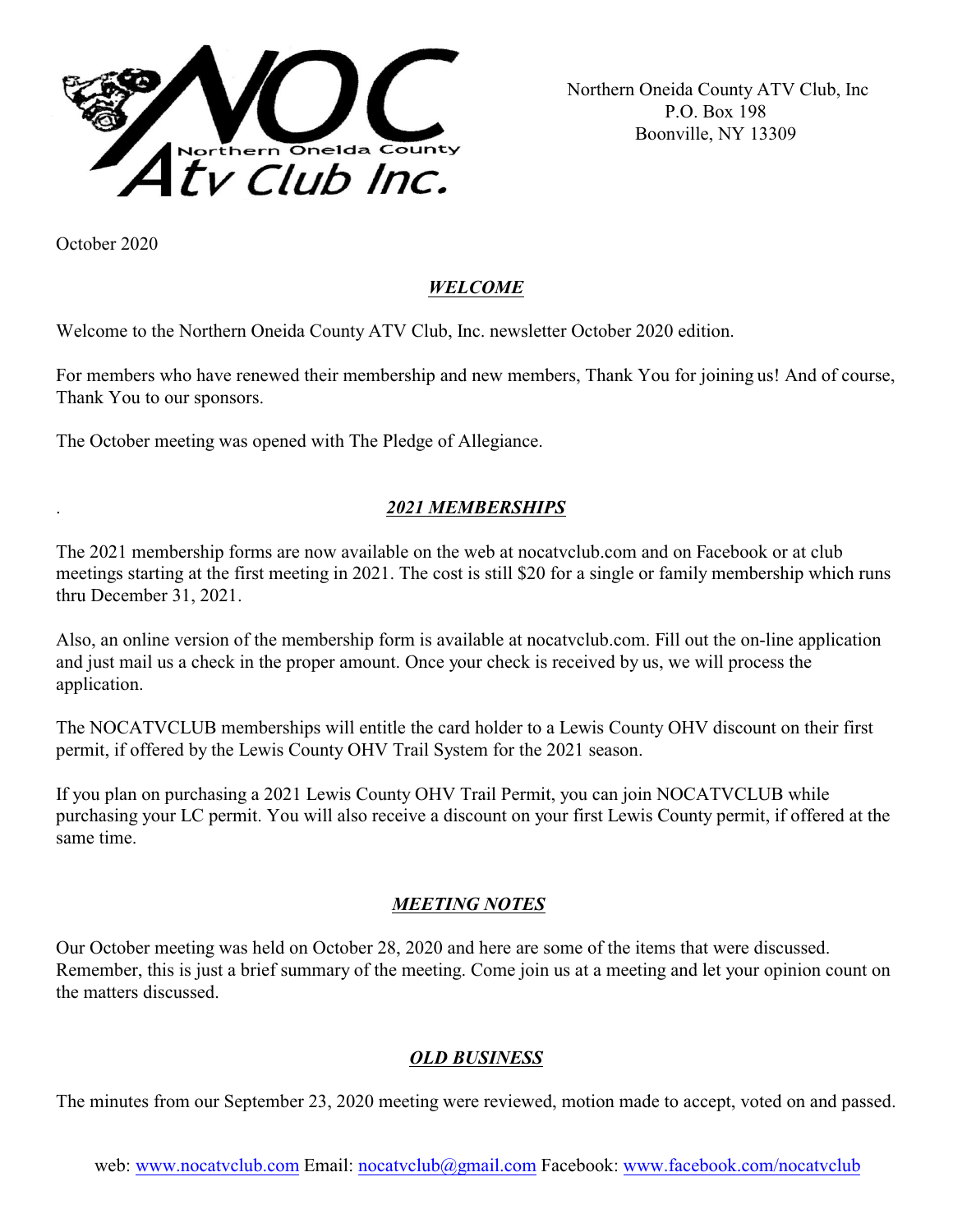Northern Oneida County ATV Club, Inc
P.O. Box 198
Boonville, NY 13309

October 2020

## ***WELCOME***

Welcome to the Northern Oneida County ATV Club, Inc. newsletter October 2020 edition.

For members who have renewed their membership and new members, Thank You for joining us! And of course, Thank You to our sponsors.

The October meeting was opened with The Pledge of Allegiance.

## ***2021 MEMBERSHIPS***

The 2021 membership forms are now available on the web at nocatvclub.com and on Facebook or at club meetings starting at the first meeting in 2021. The cost is still $20 for a single or family membership which runs thru December 31, 2021.

Also, an online version of the membership form is available at nocatvclub.com. Fill out the on-line application and just mail us a check in the proper amount. Once your check is received by us, we will process the application.

The NOCATVCLUB memberships will entitle the card holder to a Lewis County OHV discount on their first permit, if offered by the Lewis County OHV Trail System for the 2021 season.

If you plan on purchasing a 2021 Lewis County OHV Trail Permit, you can join NOCATVCLUB while purchasing your LC permit. You will also receive a discount on your first Lewis County permit, if offered at the same time.

## ***MEETING NOTES***

Our October meeting was held on October 28, 2020 and here are some of the items that were discussed. Remember, this is just a brief summary of the meeting. Come join us at a meeting and let your opinion count on the matters discussed.

## ***OLD BUSINESS***

The minutes from our September 23, 2020 meeting were reviewed, motion made to accept, voted on and passed.

web: www.nocatvclub.com Email: nocatvclub@gmail.com Facebook: www.facebook.com/nocatvclub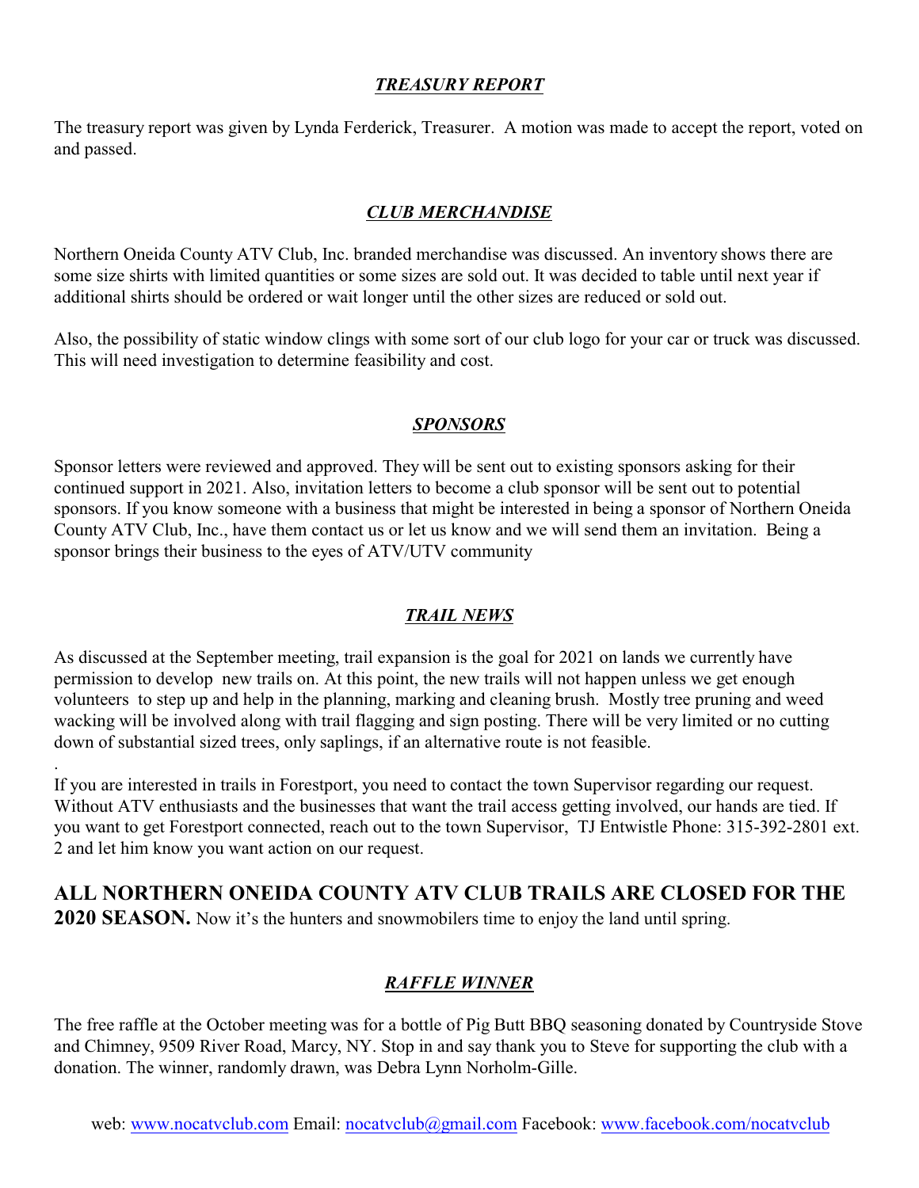## ***TREASURY REPORT***

The treasury report was given by Lynda Ferderick, Treasurer. A motion was made to accept the report, voted on and passed.

## ***CLUB MERCHANDISE***

Northern Oneida County ATV Club, Inc. branded merchandise was discussed. An inventory shows there are some size shirts with limited quantities or some sizes are sold out. It was decided to table until next year if additional shirts should be ordered or wait longer until the other sizes are reduced or sold out.

Also, the possibility of static window clings with some sort of our club logo for your car or truck was discussed. This will need investigation to determine feasibility and cost.

## ***SPONSORS***

Sponsor letters were reviewed and approved. They will be sent out to existing sponsors asking for their continued support in 2021. Also, invitation letters to become a club sponsor will be sent out to potential sponsors. If you know someone with a business that might be interested in being a sponsor of Northern Oneida County ATV Club, Inc., have them contact us or let us know and we will send them an invitation. Being a sponsor brings their business to the eyes of ATV/UTV community

## ***TRAIL NEWS***

As discussed at the September meeting, trail expansion is the goal for 2021 on lands we currently have permission to develop new trails on. At this point, the new trails will not happen unless we get enough volunteers to step up and help in the planning, marking and cleaning brush. Mostly tree pruning and weed wacking will be involved along with trail flagging and sign posting. There will be very limited or no cutting down of substantial sized trees, only saplings, if an alternative route is not feasible.

.

If you are interested in trails in Forestport, you need to contact the town Supervisor regarding our request. Without ATV enthusiasts and the businesses that want the trail access getting involved, our hands are tied. If you want to get Forestport connected, reach out to the town Supervisor, TJ Entwistle Phone: 315-392-2801 ext. 2 and let him know you want action on our request.

**ALL NORTHERN ONEIDA COUNTY ATV CLUB TRAILS ARE CLOSED FOR THE 2020 SEASON.** Now it's the hunters and snowmobilers time to enjoy the land until spring.

## ***RAFFLE WINNER***

The free raffle at the October meeting was for a bottle of Pig Butt BBQ seasoning donated by Countryside Stove and Chimney, 9509 River Road, Marcy, NY. Stop in and say thank you to Steve for supporting the club with a donation. The winner, randomly drawn, was Debra Lynn Norholm-Gille.

web: www.nocatvclub.com Email: nocatvclub@gmail.com Facebook: www.facebook.com/nocatvclub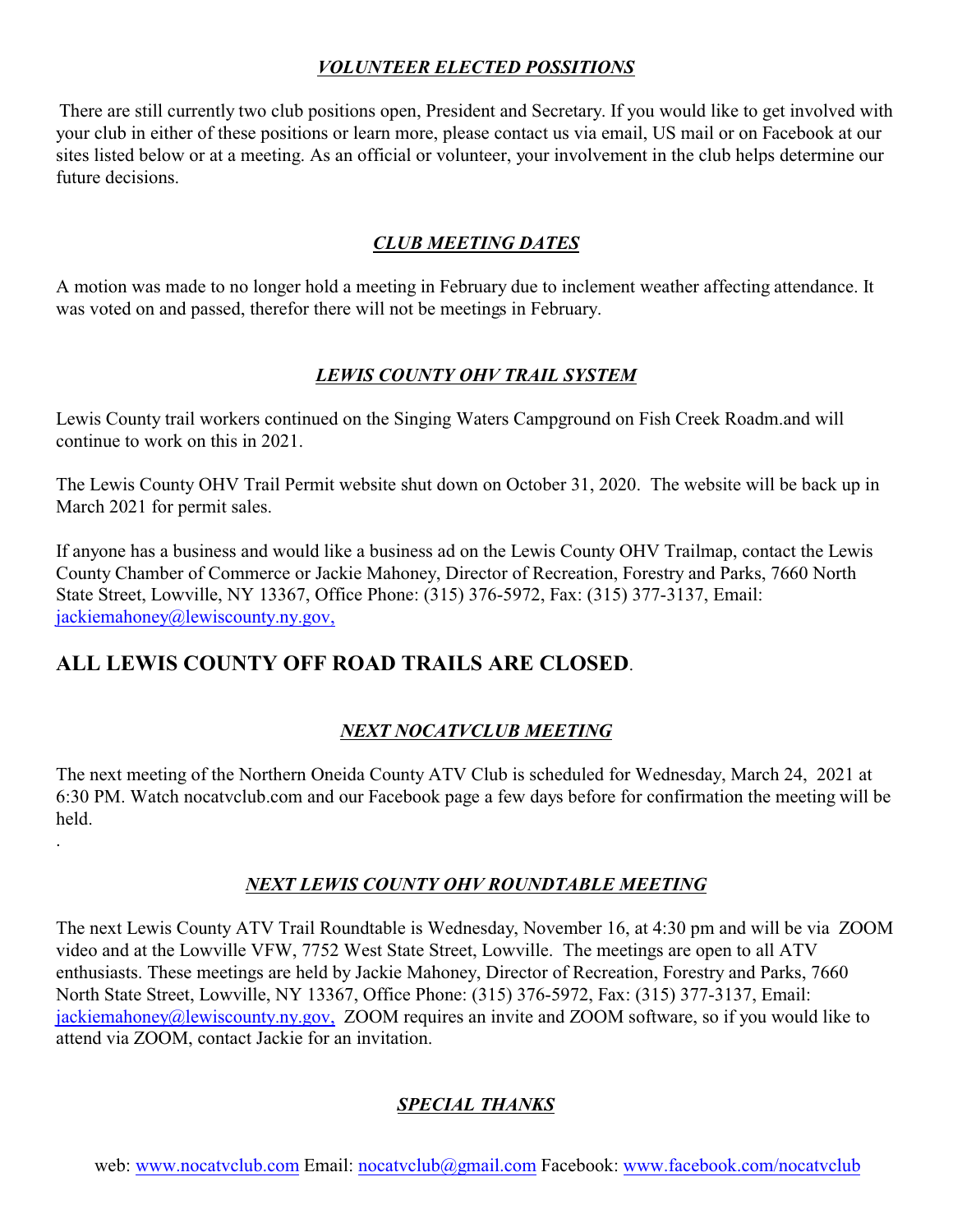### ***VOLUNTEER ELECTED POSSITIONS***

There are still currently two club positions open, President and Secretary. If you would like to get involved with your club in either of these positions or learn more, please contact us via email, US mail or on Facebook at our sites listed below or at a meeting. As an official or volunteer, your involvement in the club helps determine our future decisions.

### ***CLUB MEETING DATES***

A motion was made to no longer hold a meeting in February due to inclement weather affecting attendance. It was voted on and passed, therefor there will not be meetings in February.

### ***LEWIS COUNTY OHV TRAIL SYSTEM***

Lewis County trail workers continued on the Singing Waters Campground on Fish Creek Roadm.and will continue to work on this in 2021.

The Lewis County OHV Trail Permit website shut down on October 31, 2020. The website will be back up in March 2021 for permit sales.

If anyone has a business and would like a business ad on the Lewis County OHV Trailmap, contact the Lewis County Chamber of Commerce or Jackie Mahoney, Director of Recreation, Forestry and Parks, 7660 North State Street, Lowville, NY 13367, Office Phone: (315) 376-5972, Fax: (315) 377-3137, Email: jackiemahoney@lewiscounty.ny.gov,

## **ALL LEWIS COUNTY OFF ROAD TRAILS ARE CLOSED**.

### ***NEXT NOCATVCLUB MEETING***

The next meeting of the Northern Oneida County ATV Club is scheduled for Wednesday, March 24, 2021 at 6:30 PM. Watch nocatvclub.com and our Facebook page a few days before for confirmation the meeting will be held.

.

### ***NEXT LEWIS COUNTY OHV ROUNDTABLE MEETING***

The next Lewis County ATV Trail Roundtable is Wednesday, November 16, at 4:30 pm and will be via ZOOM video and at the Lowville VFW, 7752 West State Street, Lowville. The meetings are open to all ATV enthusiasts. These meetings are held by Jackie Mahoney, Director of Recreation, Forestry and Parks, 7660 North State Street, Lowville, NY 13367, Office Phone: (315) 376-5972, Fax: (315) 377-3137, Email: jackiemahoney@lewiscounty.ny.gov, ZOOM requires an invite and ZOOM software, so if you would like to attend via ZOOM, contact Jackie for an invitation.

### ***SPECIAL THANKS***

web: www.nocatvclub.com Email: nocatvclub@gmail.com Facebook: www.facebook.com/nocatvclub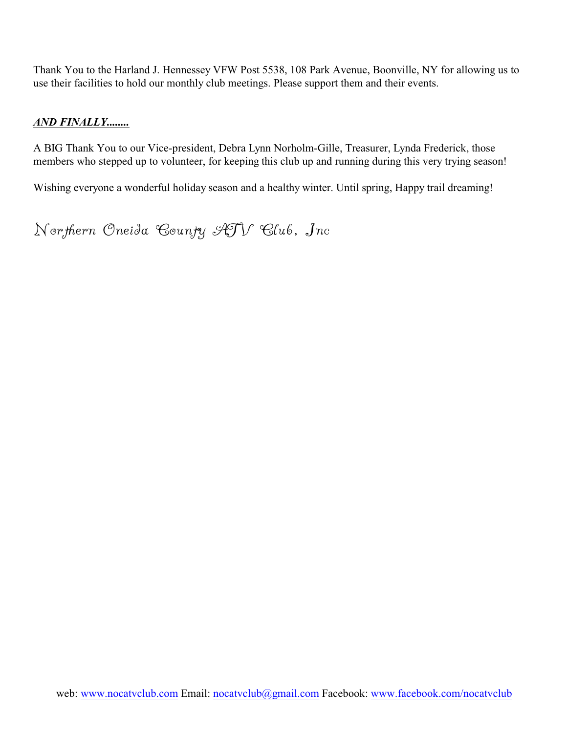Thank You to the Harland J. Hennessey VFW Post 5538, 108 Park Avenue, Boonville, NY for allowing us to use their facilities to hold our monthly club meetings. Please support them and their events.

***AND FINALLY........***

A BIG Thank You to our Vice-president, Debra Lynn Norholm-Gille, Treasurer, Lynda Frederick, those members who stepped up to volunteer, for keeping this club up and running during this very trying season!

Wishing everyone a wonderful holiday season and a healthy winter. Until spring, Happy trail dreaming!

*Northern Oneida County ATV Club, Inc*

web: www.nocatvclub.com Email: nocatvclub@gmail.com Facebook: www.facebook.com/nocatvclub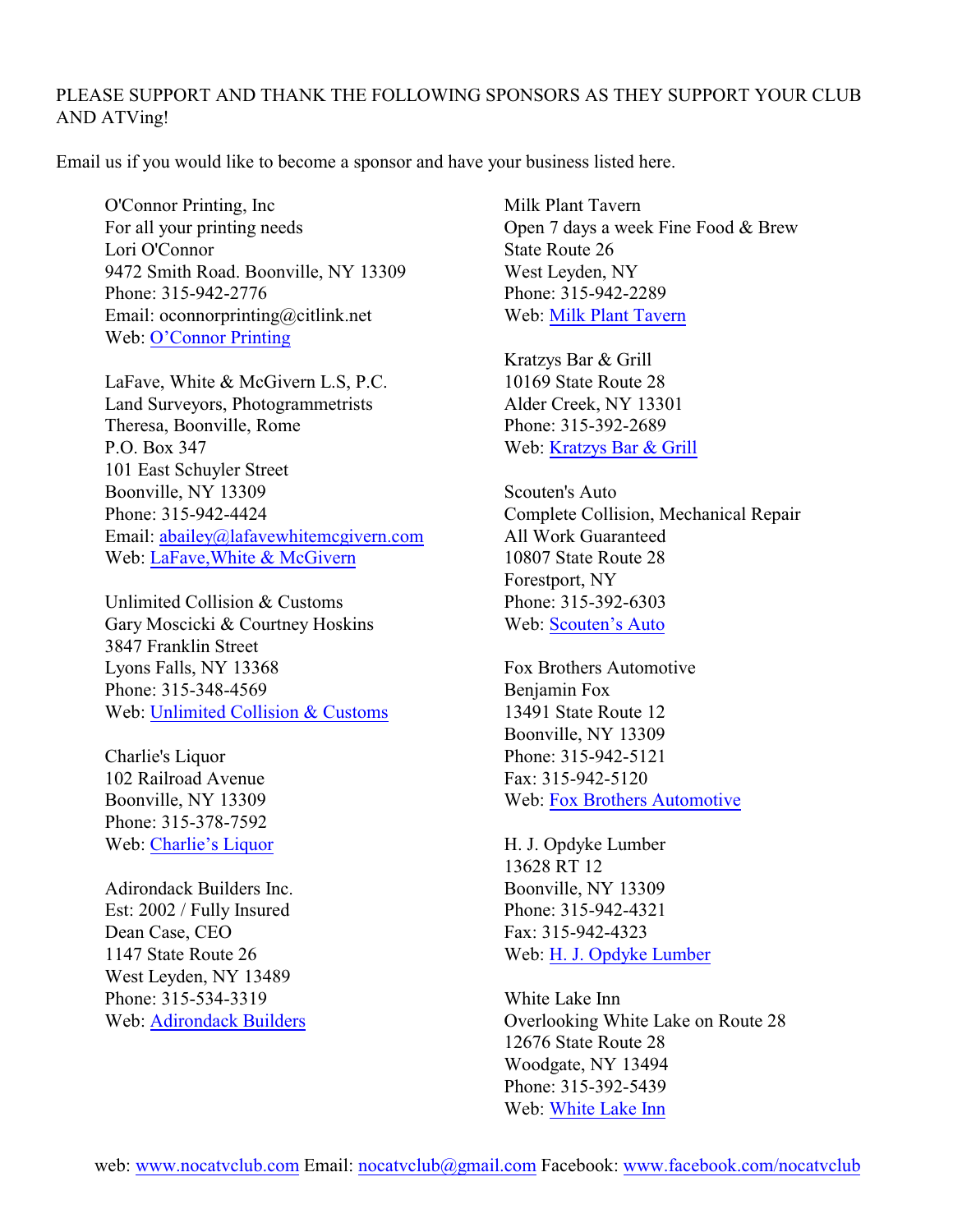PLEASE SUPPORT AND THANK THE FOLLOWING SPONSORS AS THEY SUPPORT YOUR CLUB AND ATVing!

Email us if you would like to become a sponsor and have your business listed here.

O'Connor Printing, Inc
For all your printing needs
Lori O'Connor
9472 Smith Road. Boonville, NY 13309
Phone: 315-942-2776
Email: oconnorprinting@citlink.net
Web: O'Connor Printing

LaFave, White & McGivern L.S, P.C.
Land Surveyors, Photogrammetrists
Theresa, Boonville, Rome
P.O. Box 347
101 East Schuyler Street
Boonville, NY 13309
Phone: 315-942-4424
Email: abailey@lafavewhitemcgivern.com
Web: LaFave,White & McGivern

Unlimited Collision & Customs
Gary Moscicki & Courtney Hoskins
3847 Franklin Street
Lyons Falls, NY 13368
Phone: 315-348-4569
Web: Unlimited Collision & Customs

Charlie's Liquor
102 Railroad Avenue
Boonville, NY 13309
Phone: 315-378-7592
Web: Charlie's Liquor

Adirondack Builders Inc.
Est: 2002 / Fully Insured
Dean Case, CEO
1147 State Route 26
West Leyden, NY 13489
Phone: 315-534-3319
Web: Adirondack Builders

Milk Plant Tavern
Open 7 days a week Fine Food & Brew
State Route 26
West Leyden, NY
Phone: 315-942-2289
Web: Milk Plant Tavern

Kratzys Bar & Grill
10169 State Route 28
Alder Creek, NY 13301
Phone: 315-392-2689
Web: Kratzys Bar & Grill

Scouten's Auto
Complete Collision, Mechanical Repair
All Work Guaranteed
10807 State Route 28
Forestport, NY
Phone: 315-392-6303
Web: Scouten's Auto

Fox Brothers Automotive
Benjamin Fox
13491 State Route 12
Boonville, NY 13309
Phone: 315-942-5121
Fax: 315-942-5120
Web: Fox Brothers Automotive

H. J. Opdyke Lumber
13628 RT 12
Boonville, NY 13309
Phone: 315-942-4321
Fax: 315-942-4323
Web: H. J. Opdyke Lumber

White Lake Inn
Overlooking White Lake on Route 28
12676 State Route 28
Woodgate, NY 13494
Phone: 315-392-5439
Web: White Lake Inn

web: www.nocatvclub.com Email: nocatvclub@gmail.com Facebook: www.facebook.com/nocatvclub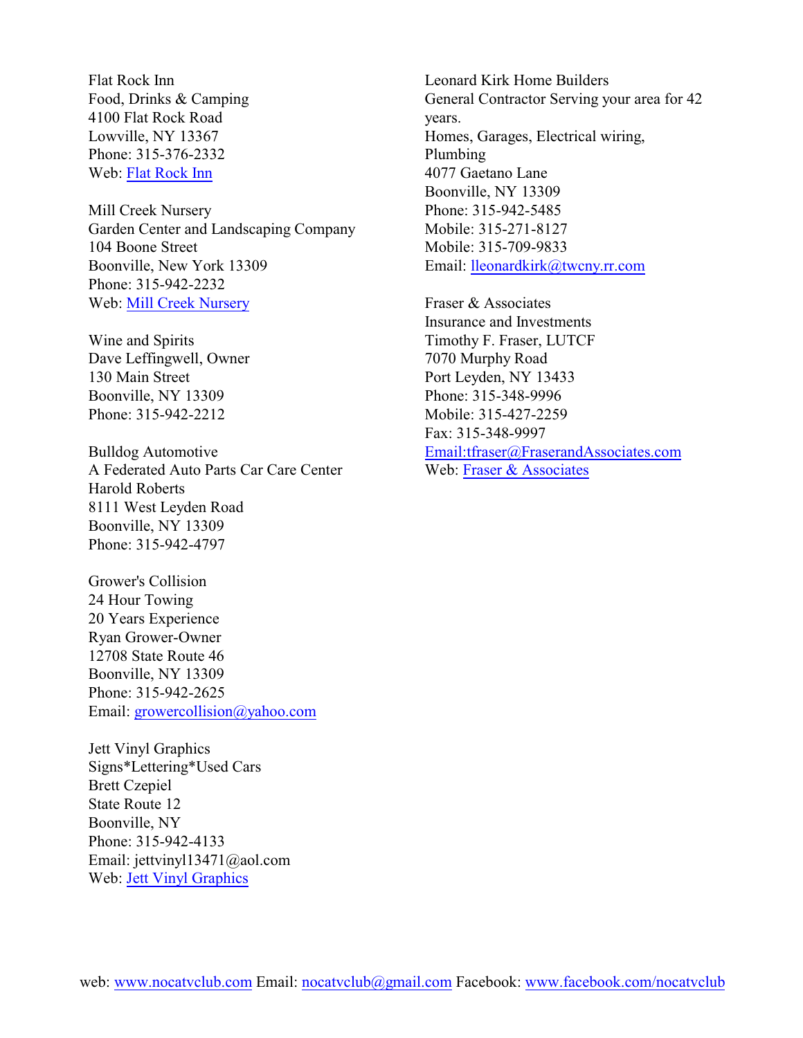Flat Rock Inn
Food, Drinks & Camping
4100 Flat Rock Road
Lowville, NY 13367
Phone: 315-376-2332
Web: Flat Rock Inn

Mill Creek Nursery
Garden Center and Landscaping Company
104 Boone Street
Boonville, New York 13309
Phone: 315-942-2232
Web: Mill Creek Nursery

Wine and Spirits
Dave Leffingwell, Owner
130 Main Street
Boonville, NY 13309
Phone: 315-942-2212

Bulldog Automotive
A Federated Auto Parts Car Care Center
Harold Roberts
8111 West Leyden Road
Boonville, NY 13309
Phone: 315-942-4797

Grower's Collision
24 Hour Towing
20 Years Experience
Ryan Grower-Owner
12708 State Route 46
Boonville, NY 13309
Phone: 315-942-2625
Email: growercollision@yahoo.com

Jett Vinyl Graphics
Signs*Lettering*Used Cars
Brett Czepiel
State Route 12
Boonville, NY
Phone: 315-942-4133
Email: jettvinyl13471@aol.com
Web: Jett Vinyl Graphics

Leonard Kirk Home Builders
General Contractor Serving your area for 42 years.
Homes, Garages, Electrical wiring, Plumbing
4077 Gaetano Lane
Boonville, NY 13309
Phone: 315-942-5485
Mobile: 315-271-8127
Mobile: 315-709-9833
Email: lleonardkirk@twcny.rr.com

Fraser & Associates
Insurance and Investments
Timothy F. Fraser, LUTCF
7070 Murphy Road
Port Leyden, NY 13433
Phone: 315-348-9996
Mobile: 315-427-2259
Fax: 315-348-9997
Email:tfraser@FraserandAssociates.com
Web: Fraser & Associates

web: www.nocatvclub.com Email: nocatvclub@gmail.com Facebook: www.facebook.com/nocatvclub